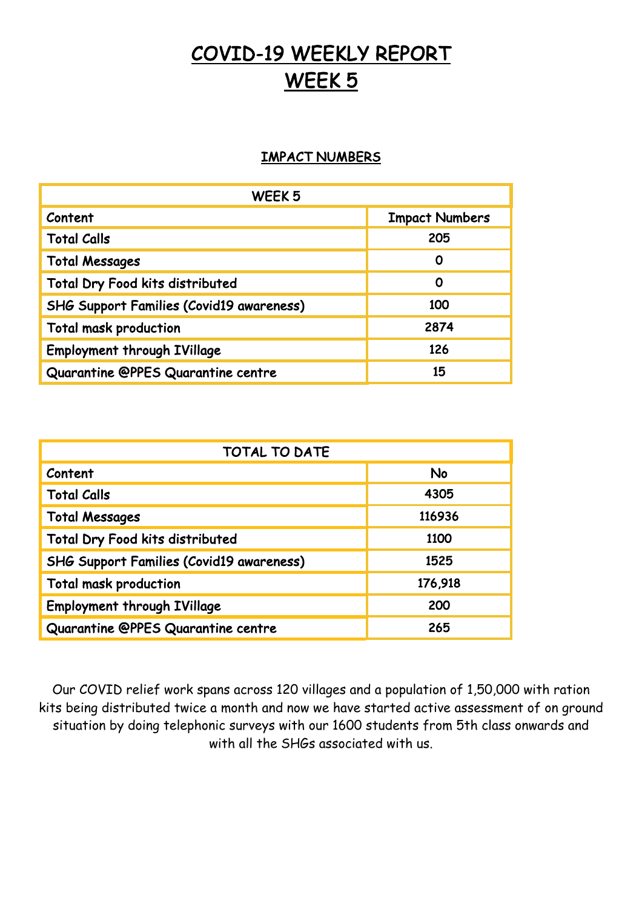# COVID-19 WEEKLY REPORT
# WEEK 5

## IMPACT NUMBERS

| WEEK 5 | |
|---|---|
| Content | Impact Numbers |
| Total Calls | 205 |
| Total Messages | 0 |
| Total Dry Food kits distributed | 0 |
| SHG Support Families (Covid19 awareness) | 100 |
| Total mask production | 2874 |
| Employment through IVillage | 126 |
| Quarantine @PPES Quarantine centre | 15 |

| TOTAL TO DATE | |
|---|---|
| Content | No |
| Total Calls | 4305 |
| Total Messages | 116936 |
| Total Dry Food kits distributed | 1100 |
| SHG Support Families (Covid19 awareness) | 1525 |
| Total mask production | 176,918 |
| Employment through IVillage | 200 |
| Quarantine @PPES Quarantine centre | 265 |

Our COVID relief work spans across 120 villages and a population of 1,50,000 with ration kits being distributed twice a month and now we have started active assessment of on ground situation by doing telephonic surveys with our 1600 students from 5th class onwards and with all the SHGs associated with us.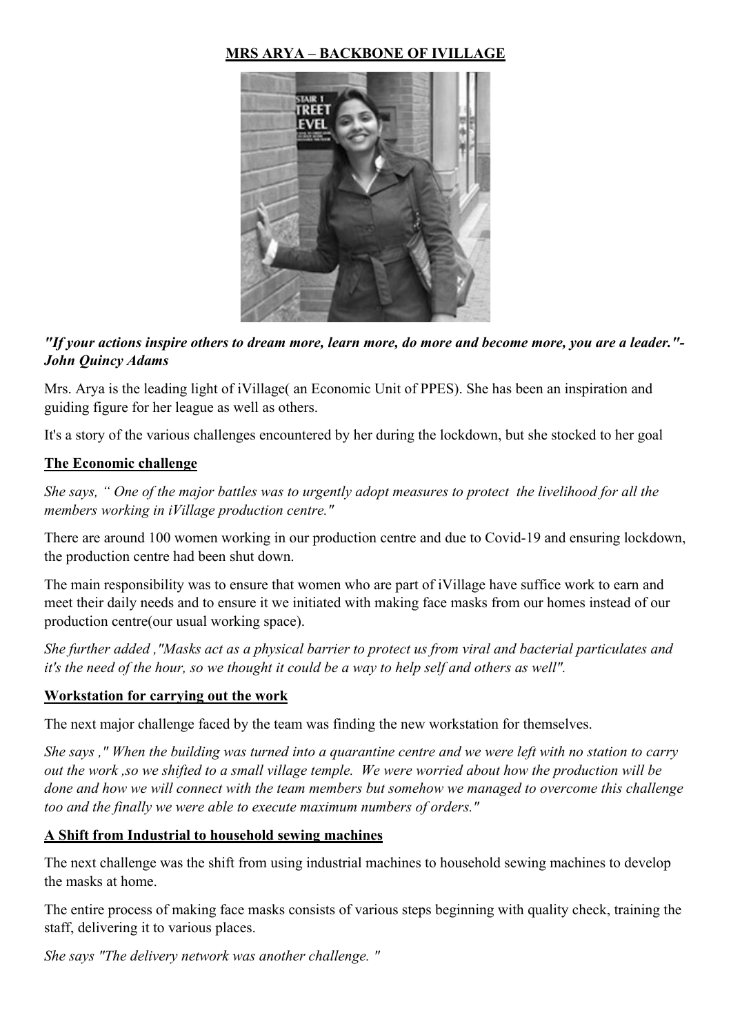**MRS ARYA – BACKBONE OF IVILLAGE**

***"If your actions inspire others to dream more, learn more, do more and become more, you are a leader."- John Quincy Adams***

Mrs. Arya is the leading light of iVillage( an Economic Unit of PPES). She has been an inspiration and guiding figure for her league as well as others.

It's a story of the various challenges encountered by her during the lockdown, but she stocked to her goal

**The Economic challenge**

*She says, " One of the major battles was to urgently adopt measures to protect the livelihood for all the members working in iVillage production centre."*

There are around 100 women working in our production centre and due to Covid-19 and ensuring lockdown, the production centre had been shut down.

The main responsibility was to ensure that women who are part of iVillage have suffice work to earn and meet their daily needs and to ensure it we initiated with making face masks from our homes instead of our production centre(our usual working space).

*She further added ,"Masks act as a physical barrier to protect us from viral and bacterial particulates and it's the need of the hour, so we thought it could be a way to help self and others as well".*

**Workstation for carrying out the work**

The next major challenge faced by the team was finding the new workstation for themselves.

*She says ," When the building was turned into a quarantine centre and we were left with no station to carry out the work ,so we shifted to a small village temple. We were worried about how the production will be done and how we will connect with the team members but somehow we managed to overcome this challenge too and the finally we were able to execute maximum numbers of orders."*

**A Shift from Industrial to household sewing machines**

The next challenge was the shift from using industrial machines to household sewing machines to develop the masks at home.

The entire process of making face masks consists of various steps beginning with quality check, training the staff, delivering it to various places.

*She says "The delivery network was another challenge. "*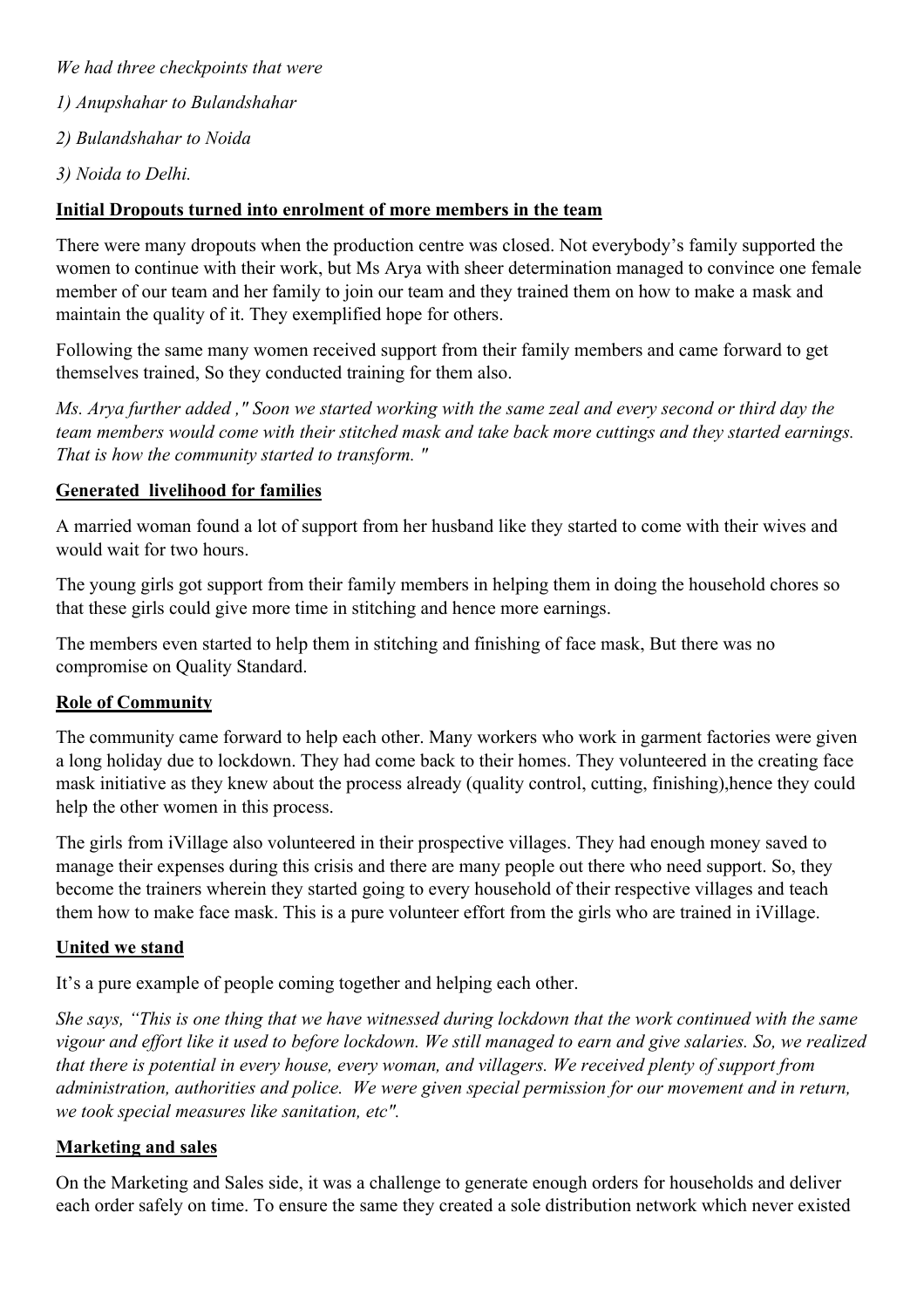*We had three checkpoints that were*

*1) Anupshahar to Bulandshahar*

*2) Bulandshahar to Noida*

*3) Noida to Delhi.*

**Initial Dropouts turned into enrolment of more members in the team**

There were many dropouts when the production centre was closed. Not everybody's family supported the women to continue with their work, but Ms Arya with sheer determination managed to convince one female member of our team and her family to join our team and they trained them on how to make a mask and maintain the quality of it. They exemplified hope for others.

Following the same many women received support from their family members and came forward to get themselves trained, So they conducted training for them also.

*Ms. Arya further added ," Soon we started working with the same zeal and every second or third day the team members would come with their stitched mask and take back more cuttings and they started earnings. That is how the community started to transform. "*

**Generated livelihood for families**

A married woman found a lot of support from her husband like they started to come with their wives and would wait for two hours.

The young girls got support from their family members in helping them in doing the household chores so that these girls could give more time in stitching and hence more earnings.

The members even started to help them in stitching and finishing of face mask, But there was no compromise on Quality Standard.

**Role of Community**

The community came forward to help each other. Many workers who work in garment factories were given a long holiday due to lockdown. They had come back to their homes. They volunteered in the creating face mask initiative as they knew about the process already (quality control, cutting, finishing),hence they could help the other women in this process.

The girls from iVillage also volunteered in their prospective villages. They had enough money saved to manage their expenses during this crisis and there are many people out there who need support. So, they become the trainers wherein they started going to every household of their respective villages and teach them how to make face mask. This is a pure volunteer effort from the girls who are trained in iVillage.

**United we stand**

It's a pure example of people coming together and helping each other.

*She says, "This is one thing that we have witnessed during lockdown that the work continued with the same vigour and effort like it used to before lockdown. We still managed to earn and give salaries. So, we realized that there is potential in every house, every woman, and villagers. We received plenty of support from administration, authorities and police. We were given special permission for our movement and in return, we took special measures like sanitation, etc".*

**Marketing and sales**

On the Marketing and Sales side, it was a challenge to generate enough orders for households and deliver each order safely on time. To ensure the same they created a sole distribution network which never existed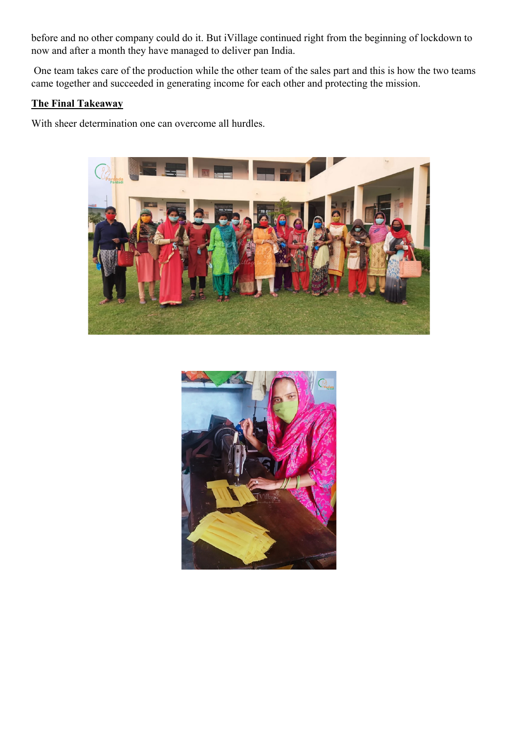before and no other company could do it. But iVillage continued right from the beginning of lockdown to now and after a month they have managed to deliver pan India.

One team takes care of the production while the other team of the sales part and this is how the two teams came together and succeeded in generating income for each other and protecting the mission.

## The Final Takeaway

With sheer determination one can overcome all hurdles.